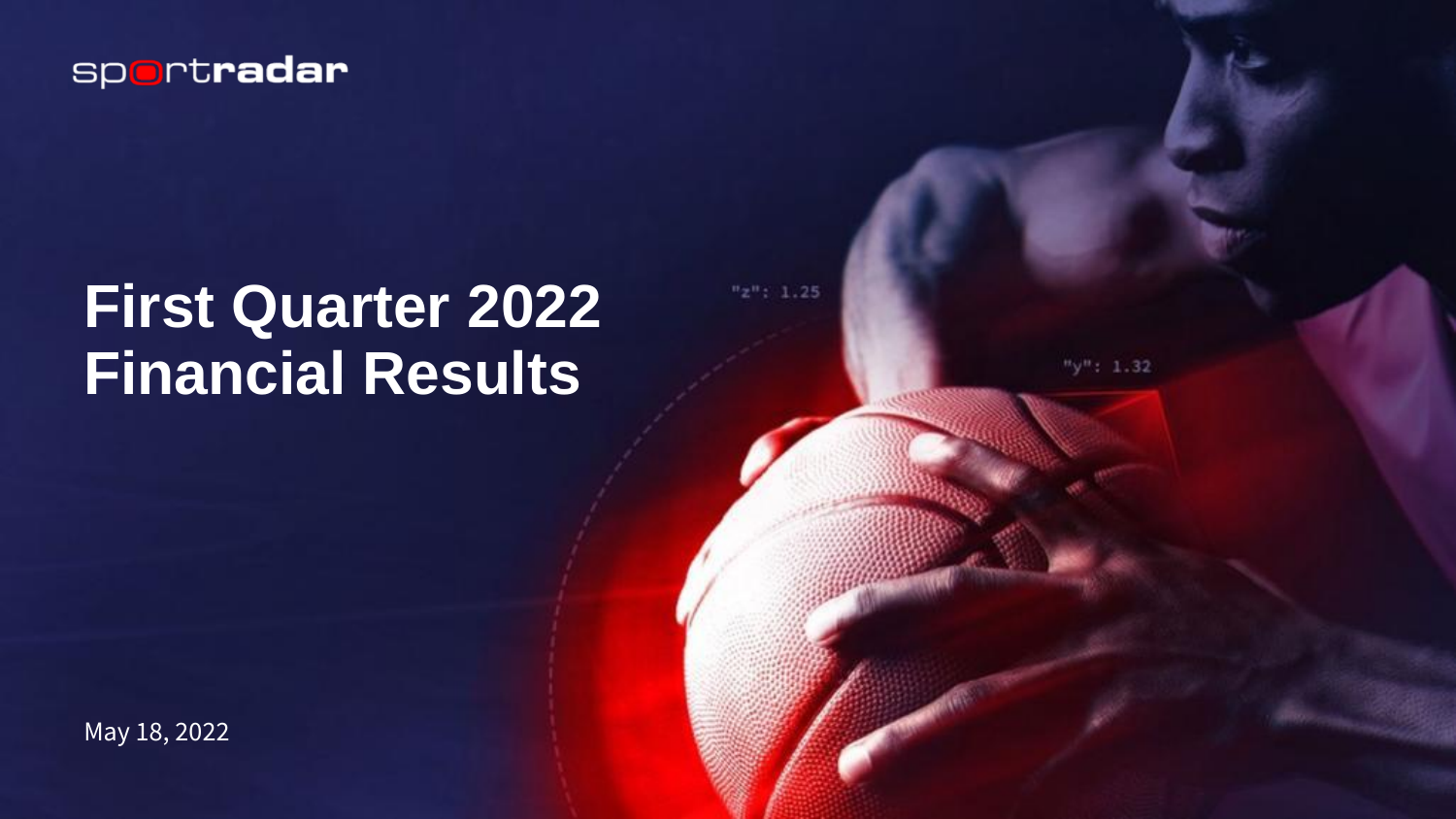sportradar

# First Quarter 2022 Financial Results

May 18, 2022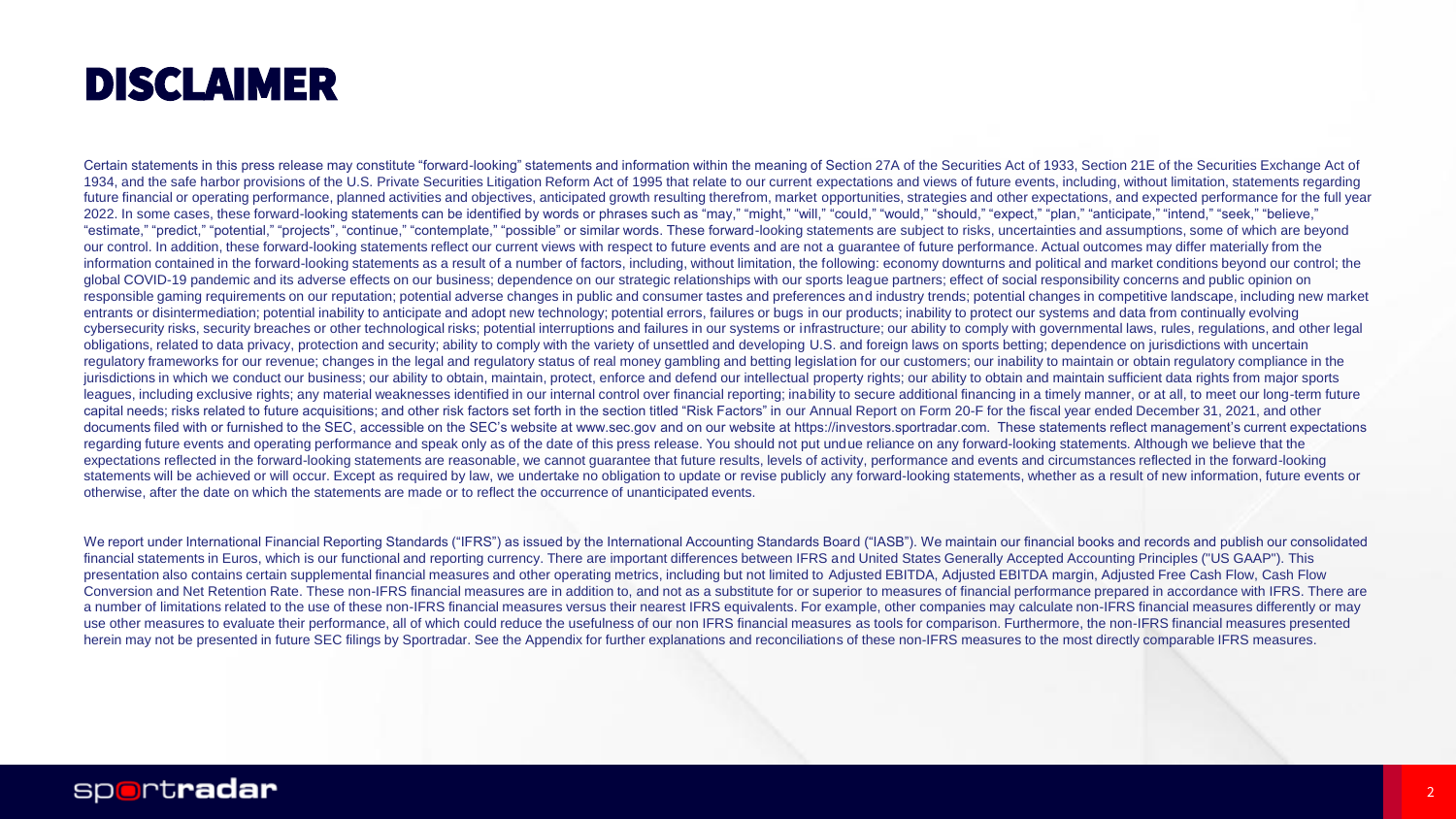# DISCLAIMER

Certain statements in this press release may constitute "forward-looking" statements and information within the meaning of Section 27A of the Securities Act of 1933, Section 21E of the Securities Exchange Act of 1934, and the safe harbor provisions of the U.S. Private Securities Litigation Reform Act of 1995 that relate to our current expectations and views of future events, including, without limitation, statements regarding future financial or operating performance, planned activities and objectives, anticipated growth resulting therefrom, market opportunities, strategies and other expectations, and expected performance for the full year 2022. In some cases, these forward-looking statements can be identified by words or phrases such as "may," "might," "will," "could," "would," "should," "expect," "plan," "anticipate," "intend," "seek," "believe," "estimate," "predict," "potential," "projects", "continue," "contemplate," "possible" or similar words. These forward-looking statements are subject to risks, uncertainties and assumptions, some of which are beyond our control. In addition, these forward-looking statements reflect our current views with respect to future events and are not a guarantee of future performance. Actual outcomes may differ materially from the information contained in the forward-looking statements as a result of a number of factors, including, without limitation, the following: economy downturns and political and market conditions beyond our control; the global COVID-19 pandemic and its adverse effects on our business; dependence on our strategic relationships with our sports league partners; effect of social responsibility concerns and public opinion on responsible gaming requirements on our reputation; potential adverse changes in public and consumer tastes and preferences and industry trends; potential changes in competitive landscape, including new market entrants or disintermediation; potential inability to anticipate and adopt new technology; potential errors, failures or bugs in our products; inability to protect our systems and data from continually evolving cybersecurity risks, security breaches or other technological risks; potential interruptions and failures in our systems or infrastructure; our ability to comply with governmental laws, rules, regulations, and other legal obligations, related to data privacy, protection and security; ability to comply with the variety of unsettled and developing U.S. and foreign laws on sports betting; dependence on jurisdictions with uncertain regulatory frameworks for our revenue; changes in the legal and regulatory status of real money gambling and betting legislation for our customers; our inability to maintain or obtain regulatory compliance in the jurisdictions in which we conduct our business; our ability to obtain, maintain, protect, enforce and defend our intellectual property rights; our ability to obtain and maintain sufficient data rights from major sports leagues, including exclusive rights; any material weaknesses identified in our internal control over financial reporting; inability to secure additional financing in a timely manner, or at all, to meet our long-term future capital needs; risks related to future acquisitions; and other risk factors set forth in the section titled "Risk Factors" in our Annual Report on Form 20-F for the fiscal year ended December 31, 2021, and other documents filed with or furnished to the SEC, accessible on the SEC's website at www.sec.gov and on our website at https://investors.sportradar.com. These statements reflect management's current expectations regarding future events and operating performance and speak only as of the date of this press release. You should not put undue reliance on any forward-looking statements. Although we believe that the expectations reflected in the forward-looking statements are reasonable, we cannot guarantee that future results, levels of activity, performance and events and circumstances reflected in the forward-looking statements will be achieved or will occur. Except as required by law, we undertake no obligation to update or revise publicly any forward-looking statements, whether as a result of new information, future events or otherwise, after the date on which the statements are made or to reflect the occurrence of unanticipated events.

We report under International Financial Reporting Standards ("IFRS") as issued by the International Accounting Standards Board ("IASB"). We maintain our financial books and records and publish our consolidated financial statements in Euros, which is our functional and reporting currency. There are important differences between IFRS and United States Generally Accepted Accounting Principles ("US GAAP"). This presentation also contains certain supplemental financial measures and other operating metrics, including but not limited to Adjusted EBITDA, Adjusted EBITDA margin, Adjusted Free Cash Flow, Cash Flow Conversion and Net Retention Rate. These non-IFRS financial measures are in addition to, and not as a substitute for or superior to measures of financial performance prepared in accordance with IFRS. There are a number of limitations related to the use of these non-IFRS financial measures versus their nearest IFRS equivalents. For example, other companies may calculate non-IFRS financial measures differently or may use other measures to evaluate their performance, all of which could reduce the usefulness of our non IFRS financial measures as tools for comparison. Furthermore, the non-IFRS financial measures presented herein may not be presented in future SEC filings by Sportradar. See the Appendix for further explanations and reconciliations of these non-IFRS measures to the most directly comparable IFRS measures.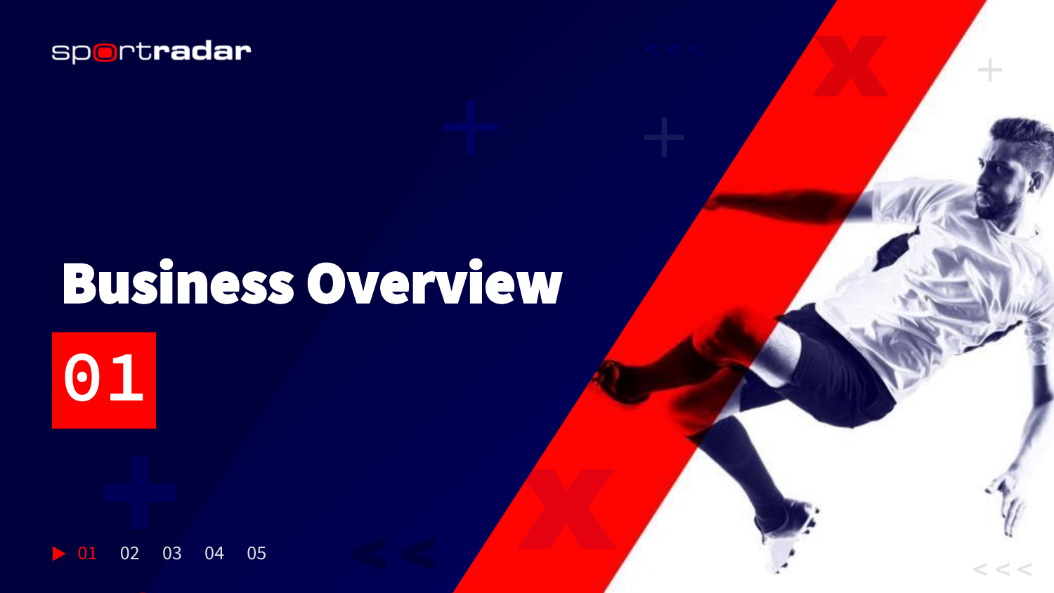sportradar

# Business Overview

01

▶ 01 02 03 04 05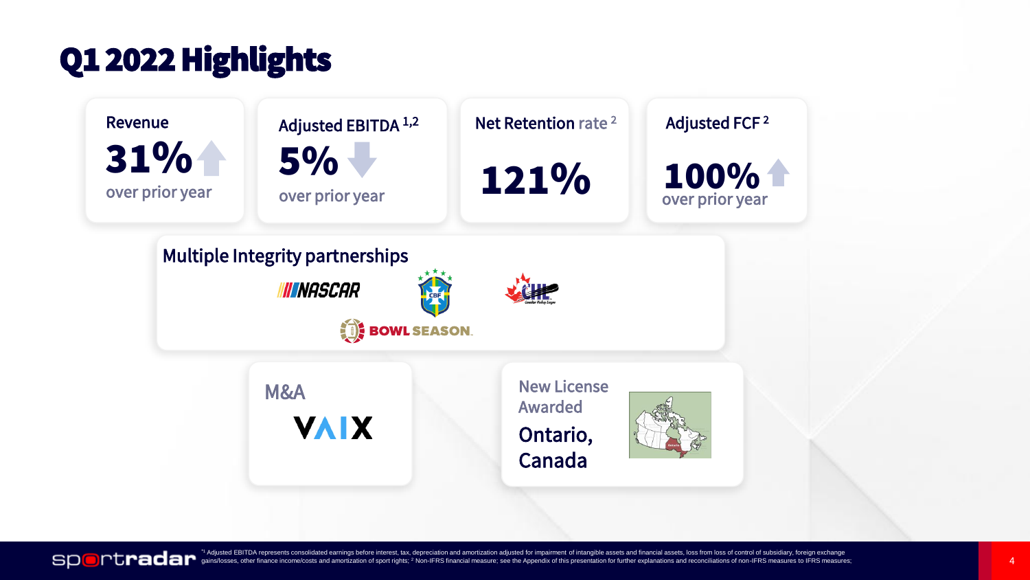# Q1 2022 Highlights

**Revenue**
31% ↑
over prior year

**Adjusted EBITDA [1,2]**
5% ↓
over prior year

**Net Retention rate [2]**
121%

**Adjusted FCF [2]**
100% ↑
over prior year

**Multiple Integrity partnerships**

NASCAR

CBF

CHL

BOWL SEASON

**M&A**

VAIX

**New License Awarded**

Ontario, Canada

[1] Adjusted EBITDA represents consolidated earnings before interest, tax, depreciation and amortization adjusted for impairment of intangible assets and financial assets, loss from loss of control of subsidiary, foreign exchange gains/losses, other finance income/costs and amortization of sport rights; [2] Non-IFRS financial measure; see the Appendix of this presentation for further explanations and reconciliations of non-IFRS measures to IFRS measures;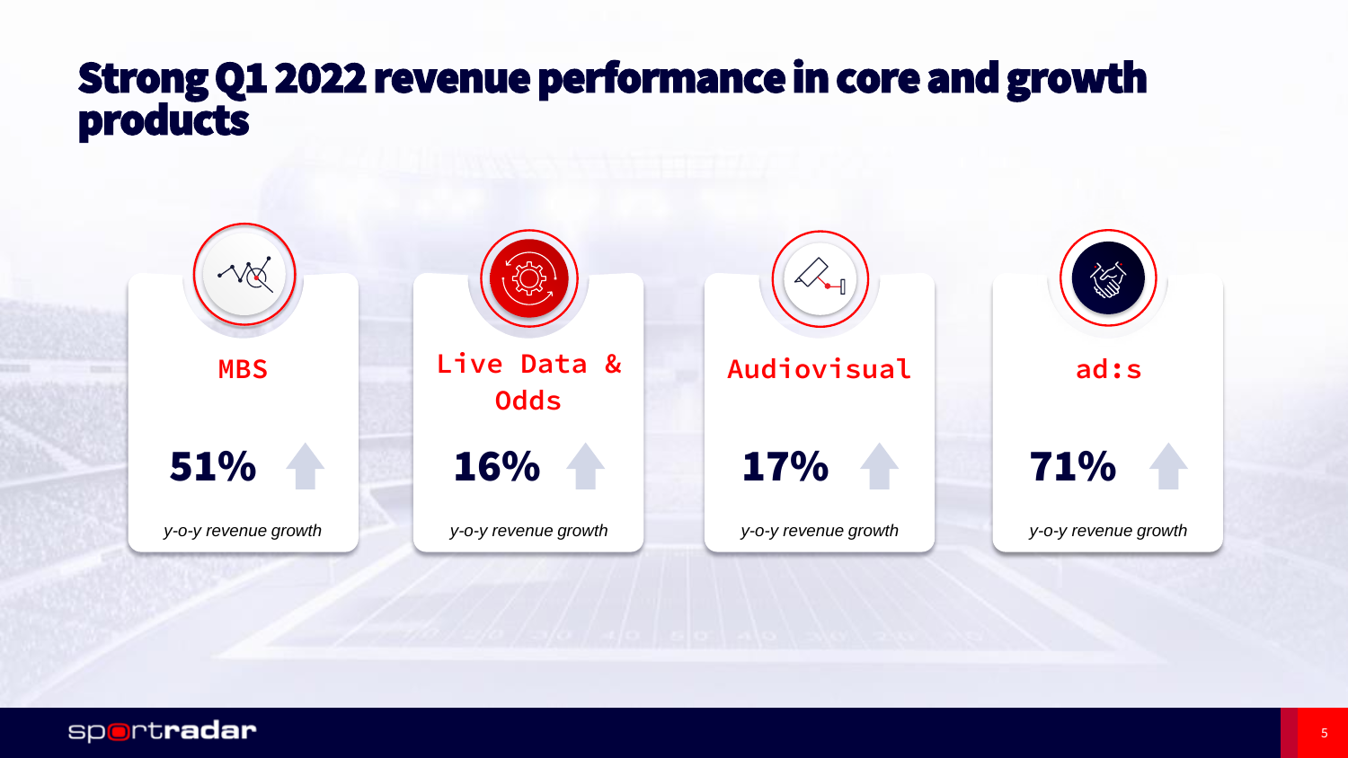# Strong Q1 2022 revenue performance in core and growth products

## MBS

**51%**

*y-o-y revenue growth*

## Live Data & Odds

**16%**

*y-o-y revenue growth*

## Audiovisual

**17%**

*y-o-y revenue growth*

## ad:s

**71%**

*y-o-y revenue growth*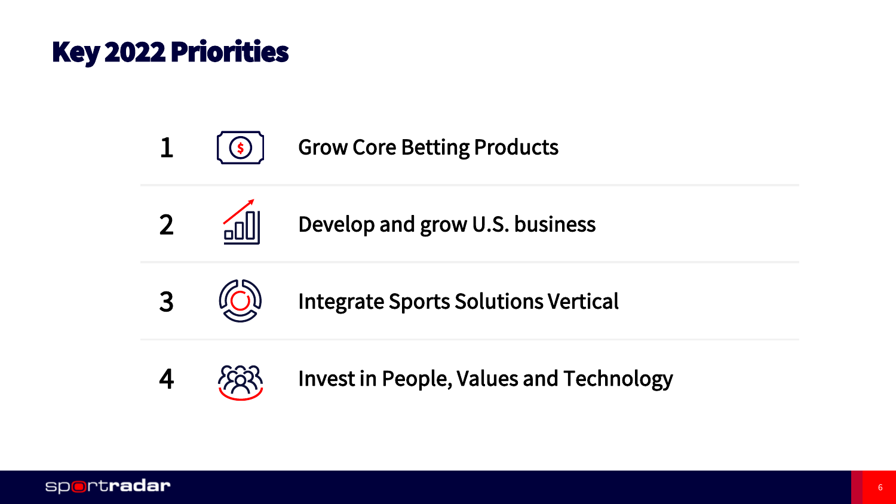# Key 2022 Priorities

1. Grow Core Betting Products
2. Develop and grow U.S. business
3. Integrate Sports Solutions Vertical
4. Invest in People, Values and Technology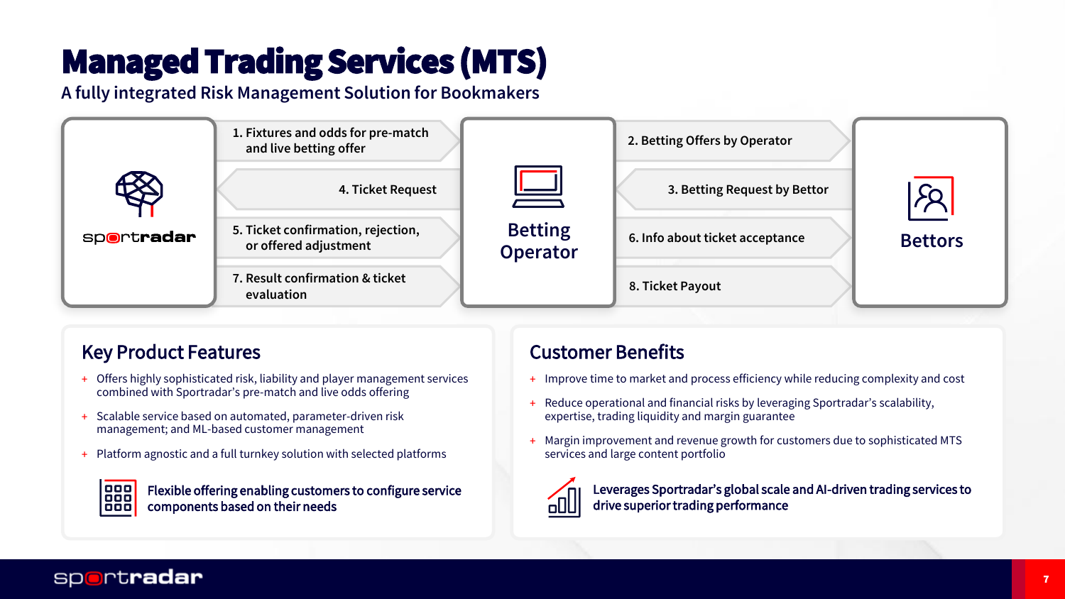# Managed Trading Services (MTS)

## A fully integrated Risk Management Solution for Bookmakers

**sportradar**

1. Fixtures and odds for pre-match and live betting offer
4. Ticket Request
5. Ticket confirmation, rejection, or offered adjustment
7. Result confirmation & ticket evaluation

**Betting Operator**

2. Betting Offers by Operator
3. Betting Request by Bettor
6. Info about ticket acceptance
8. Ticket Payout

**Bettors**

### Key Product Features

- Offers highly sophisticated risk, liability and player management services combined with Sportradar's pre-match and live odds offering
- Scalable service based on automated, parameter-driven risk management; and ML-based customer management
- Platform agnostic and a full turnkey solution with selected platforms

**Flexible offering enabling customers to configure service components based on their needs**

### Customer Benefits

- Improve time to market and process efficiency while reducing complexity and cost
- Reduce operational and financial risks by leveraging Sportradar's scalability, expertise, trading liquidity and margin guarantee
- Margin improvement and revenue growth for customers due to sophisticated MTS services and large content portfolio

**Leverages Sportradar's global scale and AI-driven trading services to drive superior trading performance**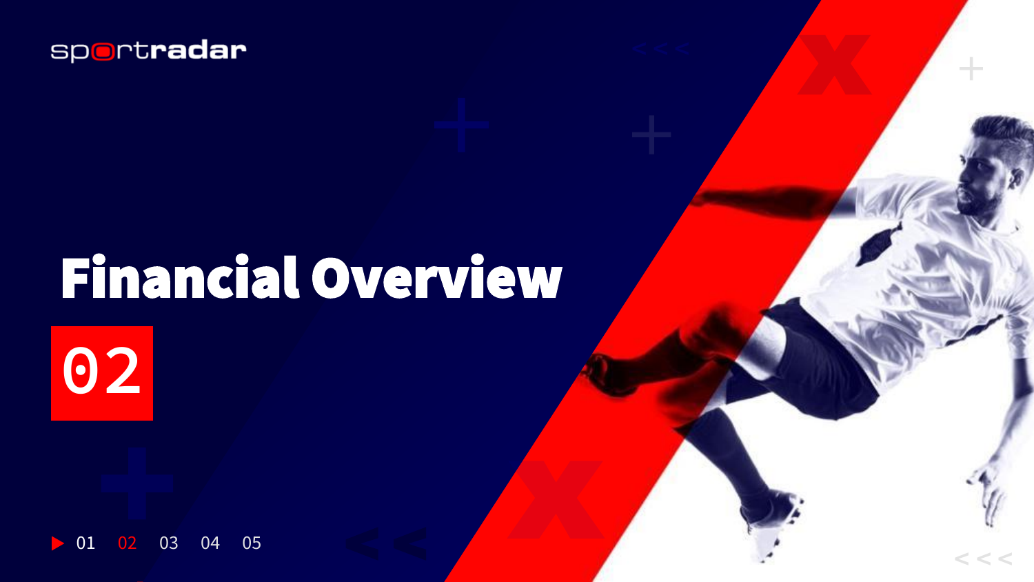# Financial Overview

02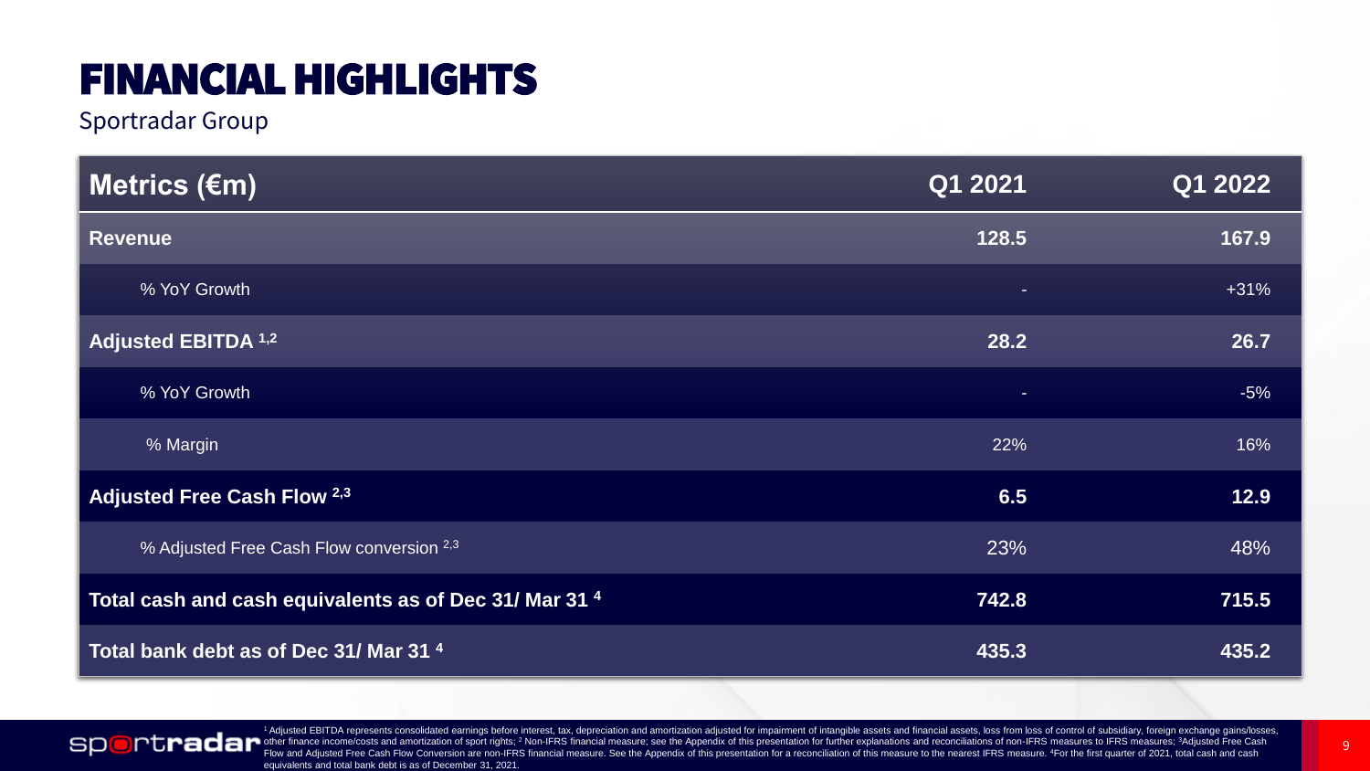# FINANCIAL HIGHLIGHTS

Sportradar Group

| Metrics (€m) | Q1 2021 | Q1 2022 |
|---|---|---|
| **Revenue** | **128.5** | **167.9** |
| % YoY Growth | - | +31% |
| **Adjusted EBITDA [1,2]** | **28.2** | **26.7** |
| % YoY Growth | - | -5% |
| % Margin | 22% | 16% |
| **Adjusted Free Cash Flow [2,3]** | **6.5** | **12.9** |
| % Adjusted Free Cash Flow conversion [2,3] | 23% | 48% |
| **Total cash and cash equivalents as of Dec 31/ Mar 31 [4]** | **742.8** | **715.5** |
| **Total bank debt as of Dec 31/ Mar 31 [4]** | **435.3** | **435.2** |

[1] Adjusted EBITDA represents consolidated earnings before interest, tax, depreciation and amortization adjusted for impairment of intangible assets and financial assets, loss from loss of control of subsidiary, foreign exchange gains/losses, other finance income/costs and amortization of sport rights; [2] Non-IFRS financial measure; see the Appendix of this presentation for further explanations and reconciliations of non-IFRS measures to IFRS measures; [3]Adjusted Free Cash Flow and Adjusted Free Cash Flow Conversion are non-IFRS financial measure. See the Appendix of this presentation for a reconciliation of this measure to the nearest IFRS measure. [4]For the first quarter of 2021, total cash and cash equivalents and total bank debt is as of December 31, 2021.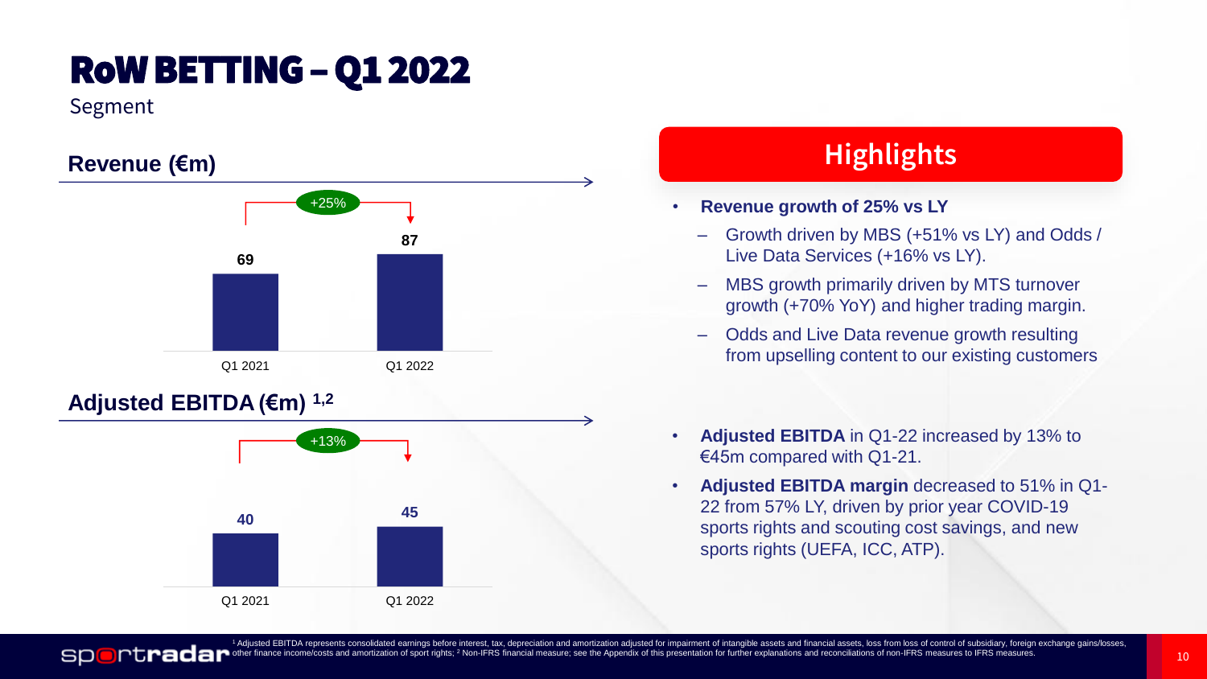# RoW BETTING – Q1 2022

Segment

## Revenue (€m)

| | Q1 2021 | Q1 2022 |
|---|---|---|
| Revenue (€m) | 69 | 87 |

+25%

## Adjusted EBITDA (€m) [1,2]

| | Q1 2021 | Q1 2022 |
|---|---|---|
| Adjusted EBITDA (€m) | 40 | 45 |

+13%

## Highlights

- **Revenue growth of 25% vs LY**
  - Growth driven by MBS (+51% vs LY) and Odds / Live Data Services (+16% vs LY).
  - MBS growth primarily driven by MTS turnover growth (+70% YoY) and higher trading margin.
  - Odds and Live Data revenue growth resulting from upselling content to our existing customers
- **Adjusted EBITDA** in Q1-22 increased by 13% to €45m compared with Q1-21.
- **Adjusted EBITDA margin** decreased to 51% in Q1-22 from 57% LY, driven by prior year COVID-19 sports rights and scouting cost savings, and new sports rights (UEFA, ICC, ATP).

[1] Adjusted EBITDA represents consolidated earnings before interest, tax, depreciation and amortization adjusted for impairment of intangible assets and financial assets, loss from loss of control of subsidiary, foreign exchange gains/losses, other finance income/costs and amortization of sport rights; [2] Non-IFRS financial measure; see the Appendix of this presentation for further explanations and reconciliations of non-IFRS measures to IFRS measures.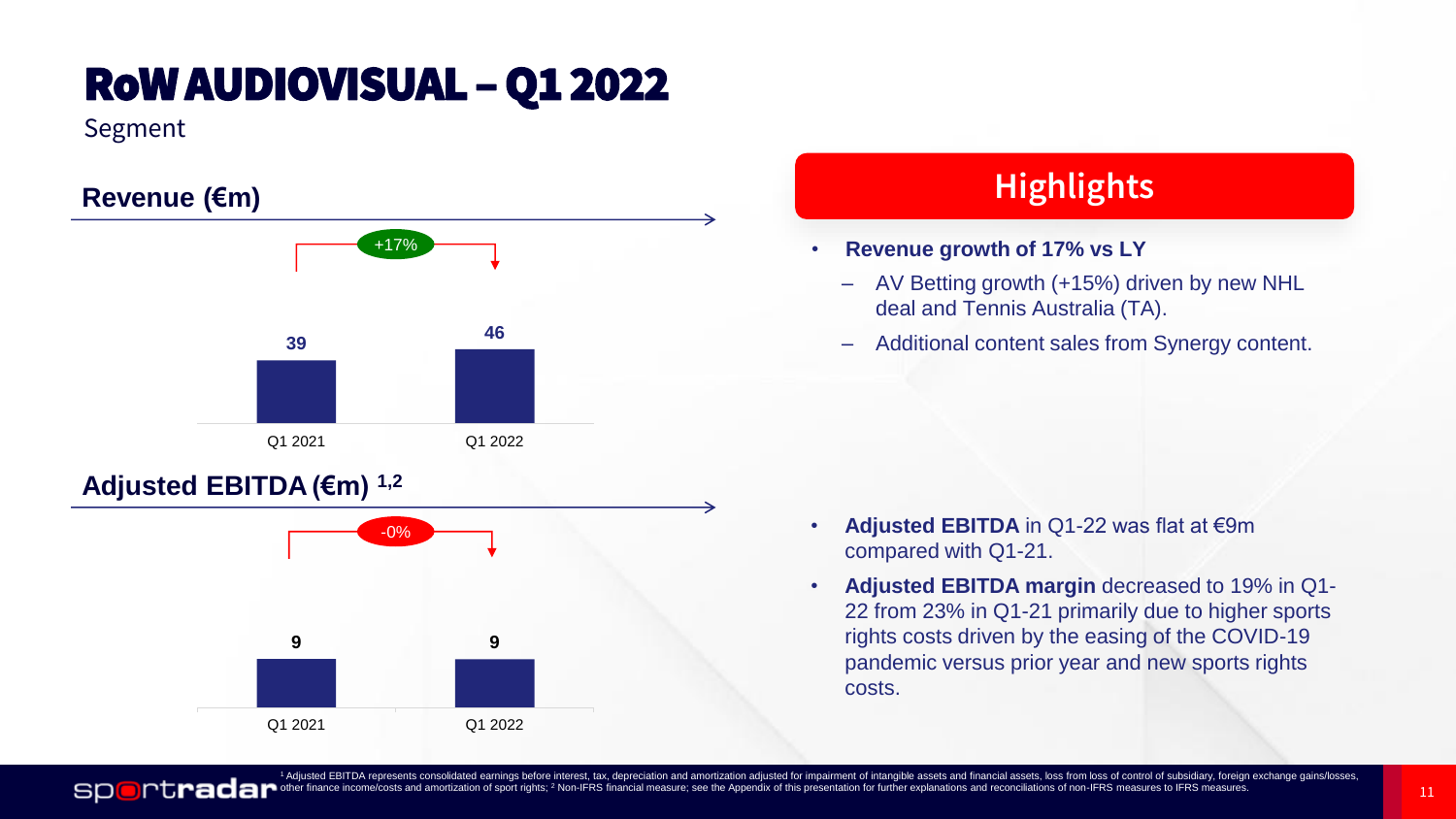# RoW AUDIOVISUAL – Q1 2022

Segment

## Revenue (€m)

| | Q1 2021 | Q1 2022 |
|---|---|---|
| Revenue (€m) | 39 | 46 |

+17%

## Adjusted EBITDA (€m) [1,2]

| | Q1 2021 | Q1 2022 |
|---|---|---|
| Adjusted EBITDA (€m) | 9 | 9 |

-0%

## Highlights

- **Revenue growth of 17% vs LY**
  - AV Betting growth (+15%) driven by new NHL deal and Tennis Australia (TA).
  - Additional content sales from Synergy content.

- **Adjusted EBITDA** in Q1-22 was flat at €9m compared with Q1-21.
- **Adjusted EBITDA margin** decreased to 19% in Q1-22 from 23% in Q1-21 primarily due to higher sports rights costs driven by the easing of the COVID-19 pandemic versus prior year and new sports rights costs.

[1] Adjusted EBITDA represents consolidated earnings before interest, tax, depreciation and amortization adjusted for impairment of intangible assets and financial assets, loss from loss of control of subsidiary, foreign exchange gains/losses, other finance income/costs and amortization of sport rights; [2] Non-IFRS financial measure; see the Appendix of this presentation for further explanations and reconciliations of non-IFRS measures to IFRS measures.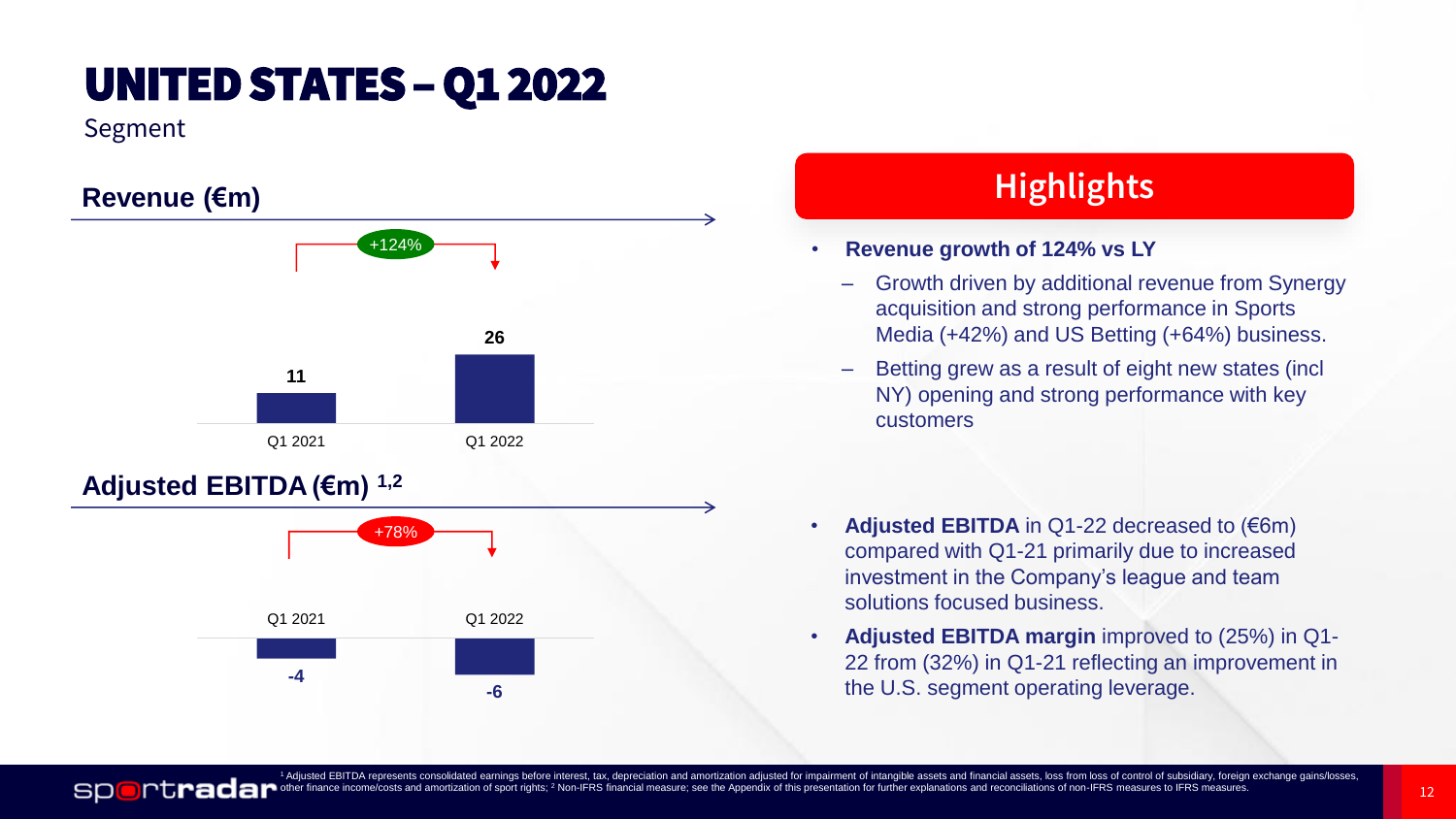# UNITED STATES – Q1 2022

Segment

## Revenue (€m)

+124%

| | Q1 2021 | Q1 2022 |
|---|---|---|
| Revenue (€m) | 11 | 26 |

## Adjusted EBITDA (€m) [1,2]

+78%

| | Q1 2021 | Q1 2022 |
|---|---|---|
| Adjusted EBITDA (€m) | -4 | -6 |

## Highlights

- **Revenue growth of 124% vs LY**
  - Growth driven by additional revenue from Synergy acquisition and strong performance in Sports Media (+42%) and US Betting (+64%) business.
  - Betting grew as a result of eight new states (incl NY) opening and strong performance with key customers
- **Adjusted EBITDA** in Q1-22 decreased to (€6m) compared with Q1-21 primarily due to increased investment in the Company's league and team solutions focused business.
- **Adjusted EBITDA margin** improved to (25%) in Q1-22 from (32%) in Q1-21 reflecting an improvement in the U.S. segment operating leverage.

[1] Adjusted EBITDA represents consolidated earnings before interest, tax, depreciation and amortization adjusted for impairment of intangible assets and financial assets, loss from loss of control of subsidiary, foreign exchange gains/losses, other finance income/costs and amortization of sport rights; [2] Non-IFRS financial measure; see the Appendix of this presentation for further explanations and reconciliations of non-IFRS measures to IFRS measures.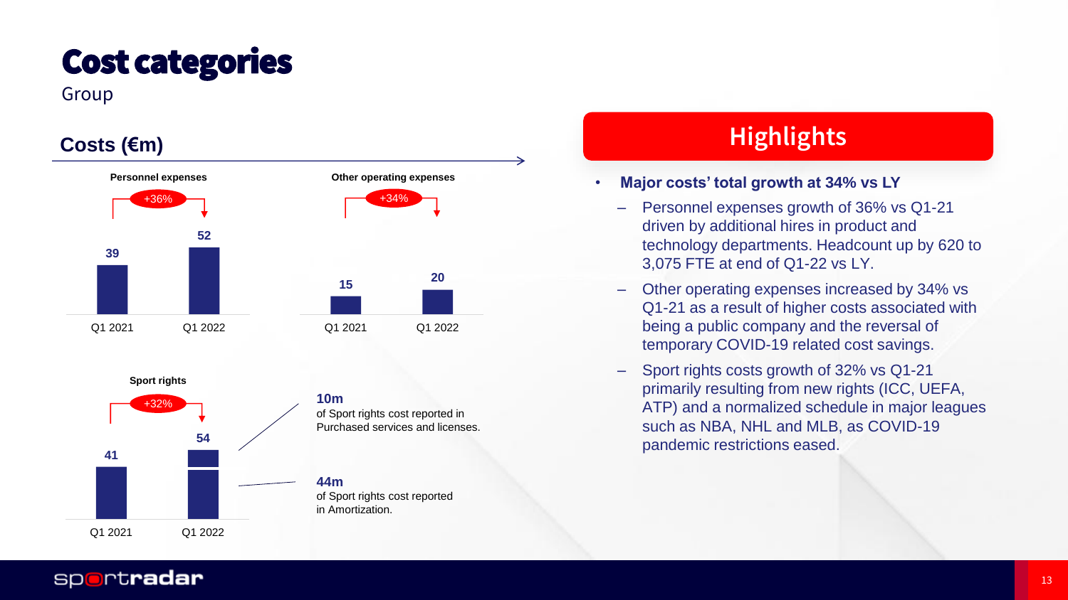# Cost categories

Group

## Costs (€m)

**Personnel expenses**

| | Q1 2021 | Q1 2022 |
|---|---|---|
| Personnel expenses | 39 | 52 |

+36%

**Other operating expenses**

| | Q1 2021 | Q1 2022 |
|---|---|---|
| Other operating expenses | 15 | 20 |

+34%

**Sport rights**

| | Q1 2021 | Q1 2022 |
|---|---|---|
| Sport rights | 41 | 54 |

+32%

**10m**
of Sport rights cost reported in Purchased services and licenses.

**44m**
of Sport rights cost reported in Amortization.

## Highlights

- **Major costs' total growth at 34% vs LY**
  - Personnel expenses growth of 36% vs Q1-21 driven by additional hires in product and technology departments. Headcount up by 620 to 3,075 FTE at end of Q1-22 vs LY.
  - Other operating expenses increased by 34% vs Q1-21 as a result of higher costs associated with being a public company and the reversal of temporary COVID-19 related cost savings.
  - Sport rights costs growth of 32% vs Q1-21 primarily resulting from new rights (ICC, UEFA, ATP) and a normalized schedule in major leagues such as NBA, NHL and MLB, as COVID-19 pandemic restrictions eased.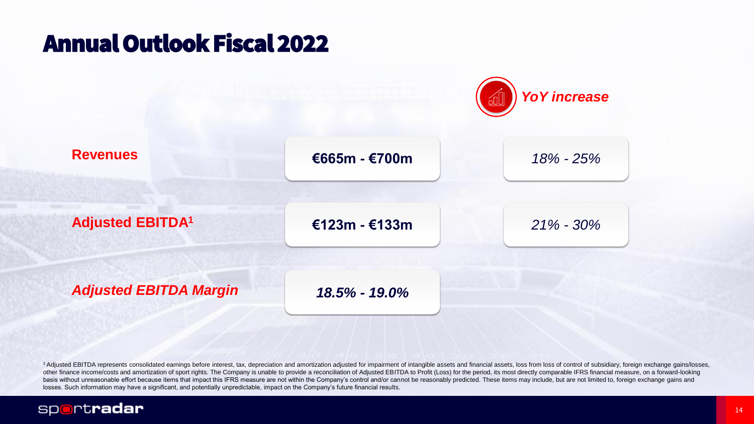# Annual Outlook Fiscal 2022

| | | YoY increase |
|---|---|---|
| **Revenues** | **€665m - €700m** | *18% - 25%* |
| **Adjusted EBITDA[1]** | **€123m - €133m** | *21% - 30%* |
| ***Adjusted EBITDA Margin*** | ***18.5% - 19.0%*** | |

[1] Adjusted EBITDA represents consolidated earnings before interest, tax, depreciation and amortization adjusted for impairment of intangible assets and financial assets, loss from loss of control of subsidiary, foreign exchange gains/losses, other finance income/costs and amortization of sport rights. The Company is unable to provide a reconciliation of Adjusted EBITDA to Profit (Loss) for the period, its most directly comparable IFRS financial measure, on a forward-looking basis without unreasonable effort because items that impact this IFRS measure are not within the Company's control and/or cannot be reasonably predicted. These items may include, but are not limited to, foreign exchange gains and losses. Such information may have a significant, and potentially unpredictable, impact on the Company's future financial results.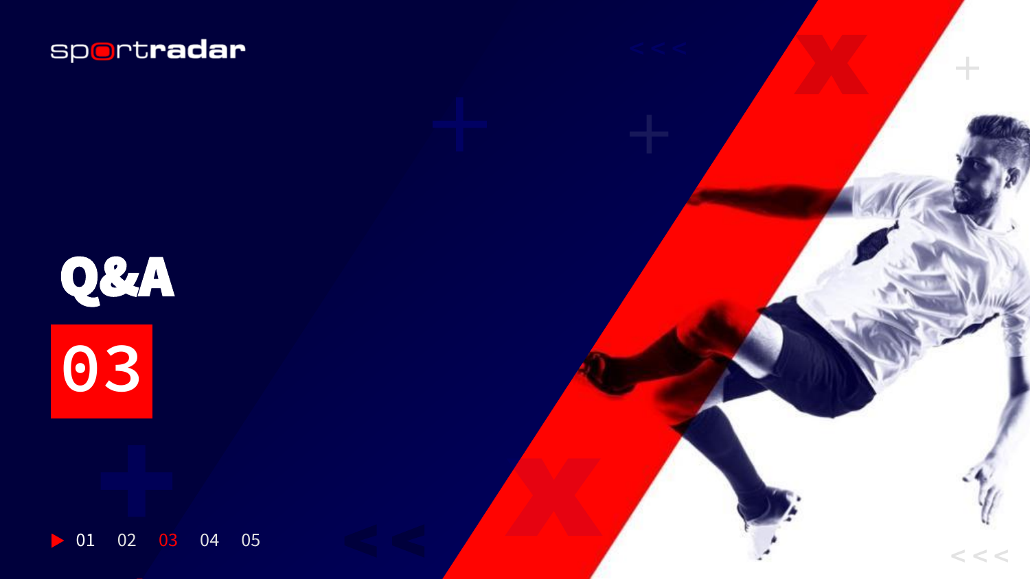# Q&A

03

01 02 03 04 05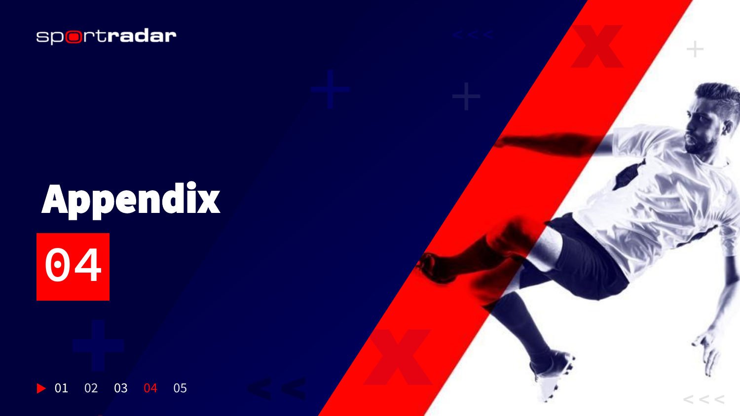sportradar

# Appendix

04

01 02 03 04 05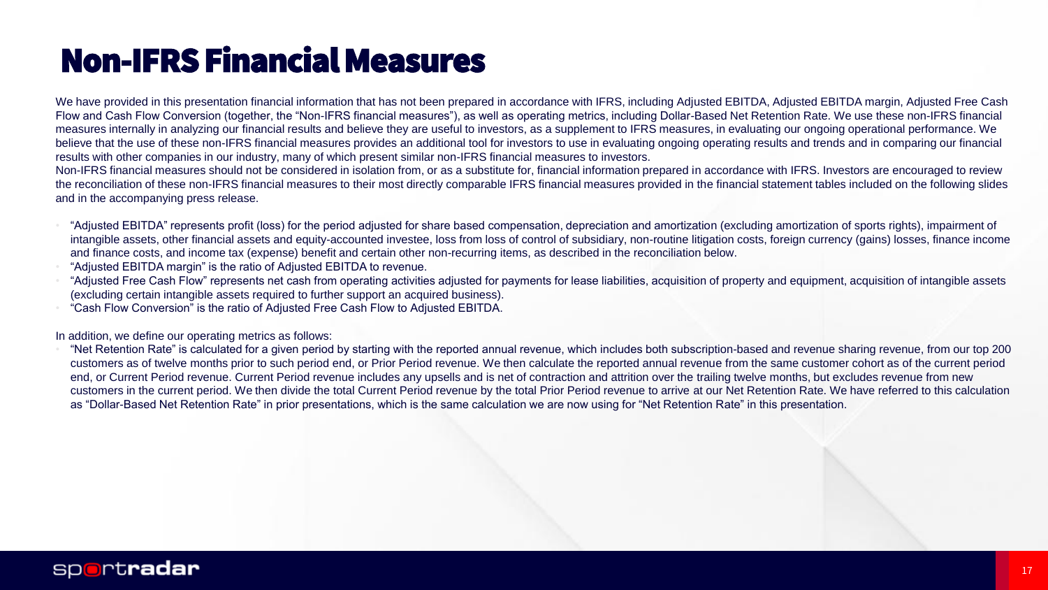# Non-IFRS Financial Measures

We have provided in this presentation financial information that has not been prepared in accordance with IFRS, including Adjusted EBITDA, Adjusted EBITDA margin, Adjusted Free Cash Flow and Cash Flow Conversion (together, the "Non-IFRS financial measures"), as well as operating metrics, including Dollar-Based Net Retention Rate. We use these non-IFRS financial measures internally in analyzing our financial results and believe they are useful to investors, as a supplement to IFRS measures, in evaluating our ongoing operational performance. We believe that the use of these non-IFRS financial measures provides an additional tool for investors to use in evaluating ongoing operating results and trends and in comparing our financial results with other companies in our industry, many of which present similar non-IFRS financial measures to investors.

Non-IFRS financial measures should not be considered in isolation from, or as a substitute for, financial information prepared in accordance with IFRS. Investors are encouraged to review the reconciliation of these non-IFRS financial measures to their most directly comparable IFRS financial measures provided in the financial statement tables included on the following slides and in the accompanying press release.

- "Adjusted EBITDA" represents profit (loss) for the period adjusted for share based compensation, depreciation and amortization (excluding amortization of sports rights), impairment of intangible assets, other financial assets and equity-accounted investee, loss from loss of control of subsidiary, non-routine litigation costs, foreign currency (gains) losses, finance income and finance costs, and income tax (expense) benefit and certain other non-recurring items, as described in the reconciliation below.
- "Adjusted EBITDA margin" is the ratio of Adjusted EBITDA to revenue.
- "Adjusted Free Cash Flow" represents net cash from operating activities adjusted for payments for lease liabilities, acquisition of property and equipment, acquisition of intangible assets (excluding certain intangible assets required to further support an acquired business).
- "Cash Flow Conversion" is the ratio of Adjusted Free Cash Flow to Adjusted EBITDA.

In addition, we define our operating metrics as follows:

- "Net Retention Rate" is calculated for a given period by starting with the reported annual revenue, which includes both subscription-based and revenue sharing revenue, from our top 200 customers as of twelve months prior to such period end, or Prior Period revenue. We then calculate the reported annual revenue from the same customer cohort as of the current period end, or Current Period revenue. Current Period revenue includes any upsells and is net of contraction and attrition over the trailing twelve months, but excludes revenue from new customers in the current period. We then divide the total Current Period revenue by the total Prior Period revenue to arrive at our Net Retention Rate. We have referred to this calculation as "Dollar-Based Net Retention Rate" in prior presentations, which is the same calculation we are now using for "Net Retention Rate" in this presentation.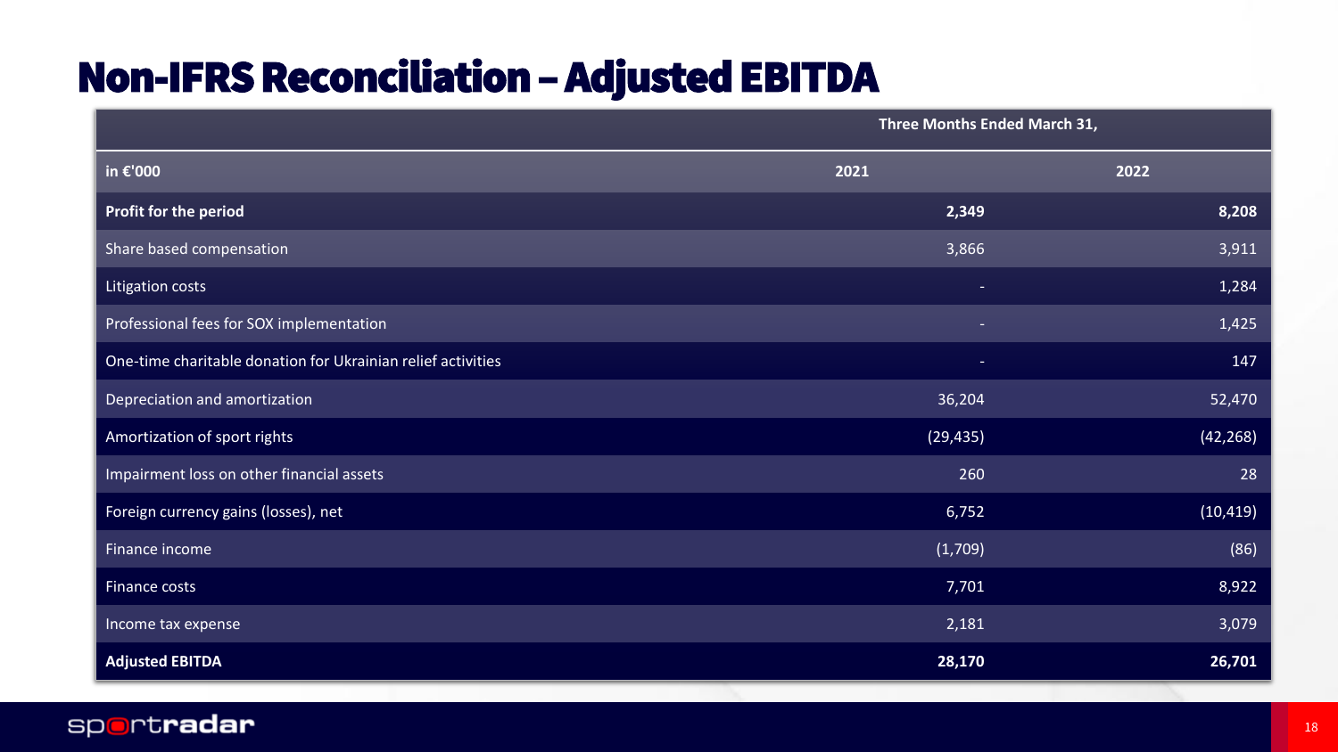# Non-IFRS Reconciliation – Adjusted EBITDA

| | Three Months Ended March 31, | |
|---|---|---|
| **in €'000** | **2021** | **2022** |
| **Profit for the period** | **2,349** | **8,208** |
| Share based compensation | 3,866 | 3,911 |
| Litigation costs | - | 1,284 |
| Professional fees for SOX implementation | - | 1,425 |
| One-time charitable donation for Ukrainian relief activities | - | 147 |
| Depreciation and amortization | 36,204 | 52,470 |
| Amortization of sport rights | (29,435) | (42,268) |
| Impairment loss on other financial assets | 260 | 28 |
| Foreign currency gains (losses), net | 6,752 | (10,419) |
| Finance income | (1,709) | (86) |
| Finance costs | 7,701 | 8,922 |
| Income tax expense | 2,181 | 3,079 |
| **Adjusted EBITDA** | **28,170** | **26,701** |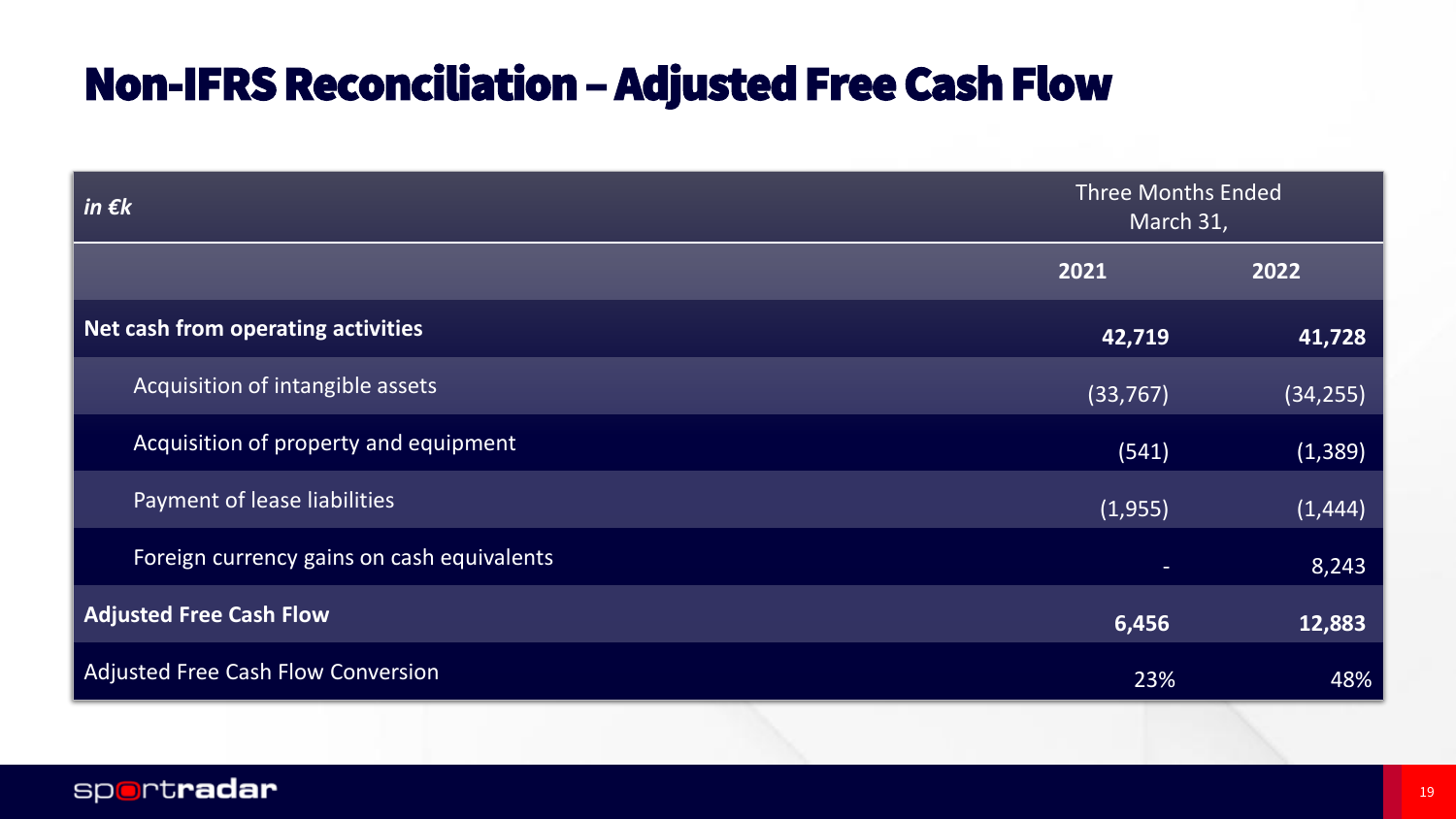# Non-IFRS Reconciliation – Adjusted Free Cash Flow

| *in €k* | Three Months Ended March 31, | |
|---|---|---|
| | **2021** | **2022** |
| **Net cash from operating activities** | **42,719** | **41,728** |
| Acquisition of intangible assets | (33,767) | (34,255) |
| Acquisition of property and equipment | (541) | (1,389) |
| Payment of lease liabilities | (1,955) | (1,444) |
| Foreign currency gains on cash equivalents | - | 8,243 |
| **Adjusted Free Cash Flow** | **6,456** | **12,883** |
| Adjusted Free Cash Flow Conversion | 23% | 48% |

sportradar